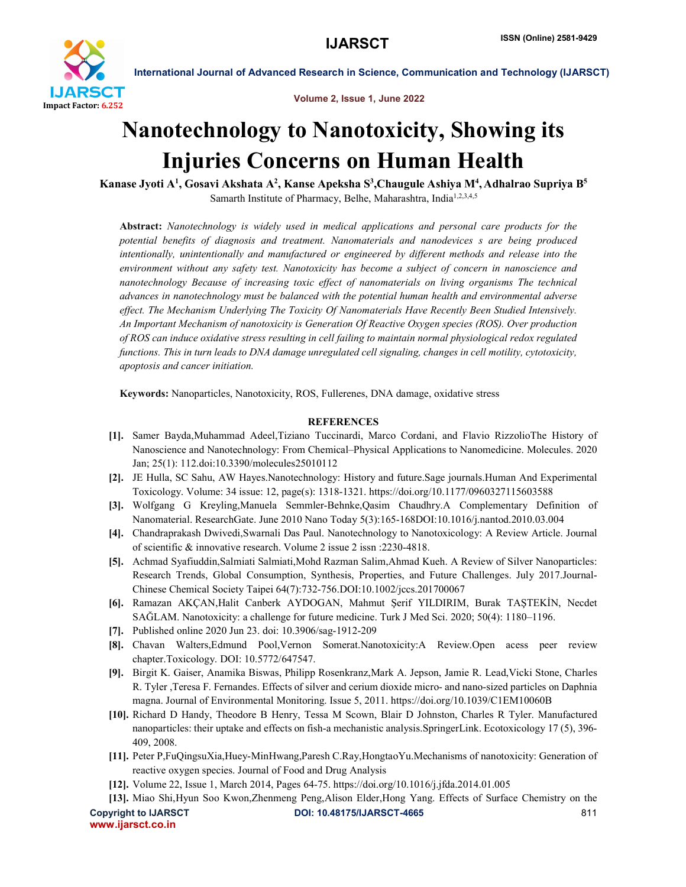# Nanotechnology to Nanotoxicity, Showing its Injuries Concerns on Human Health

**Kanase Jyoti A[1], Gosavi Akshata A[2], Kanse Apeksha S[3], Chaugule Ashiya M[4], Adhalrao Supriya B[5]**

Samarth Institute of Pharmacy, Belhe, Maharashtra, India[1,2,3,4,5]

**Abstract:** *Nanotechnology is widely used in medical applications and personal care products for the potential benefits of diagnosis and treatment. Nanomaterials and nanodevices s are being produced intentionally, unintentionally and manufactured or engineered by different methods and release into the environment without any safety test. Nanotoxicity has become a subject of concern in nanoscience and nanotechnology Because of increasing toxic effect of nanomaterials on living organisms The technical advances in nanotechnology must be balanced with the potential human health and environmental adverse effect. The Mechanism Underlying The Toxicity Of Nanomaterials Have Recently Been Studied Intensively. An Important Mechanism of nanotoxicity is Generation Of Reactive Oxygen species (ROS). Over production of ROS can induce oxidative stress resulting in cell failing to maintain normal physiological redox regulated functions. This in turn leads to DNA damage unregulated cell signaling, changes in cell motility, cytotoxicity, apoptosis and cancer initiation.*

**Keywords:** Nanoparticles, Nanotoxicity, ROS, Fullerenes, DNA damage, oxidative stress

## REFERENCES

[1]. Samer Bayda,Muhammad Adeel,Tiziano Tuccinardi, Marco Cordani, and Flavio RizzolioThe History of Nanoscience and Nanotechnology: From Chemical–Physical Applications to Nanomedicine. Molecules. 2020 Jan; 25(1): 112.doi:10.3390/molecules25010112

[2]. JE Hulla, SC Sahu, AW Hayes.Nanotechnology: History and future.Sage journals.Human And Experimental Toxicology. Volume: 34 issue: 12, page(s): 1318-1321. https://doi.org/10.1177/0960327115603588

[3]. Wolfgang G Kreyling,Manuela Semmler-Behnke,Qasim Chaudhry.A Complementary Definition of Nanomaterial. ResearchGate. June 2010 Nano Today 5(3):165-168DOI:10.1016/j.nantod.2010.03.004

[4]. Chandraprakash Dwivedi,Swarnali Das Paul. Nanotechnology to Nanotoxicology: A Review Article. Journal of scientific & innovative research. Volume 2 issue 2 issn :2230-4818.

[5]. Achmad Syafiuddin,Salmiati Salmiati,Mohd Razman Salim,Ahmad Kueh. A Review of Silver Nanoparticles: Research Trends, Global Consumption, Synthesis, Properties, and Future Challenges. July 2017.Journal-Chinese Chemical Society Taipei 64(7):732-756.DOI:10.1002/jccs.201700067

[6]. Ramazan AKÇAN,Halit Canberk AYDOGAN, Mahmut Şerif YILDIRIM, Burak TAŞTEKİN, Necdet SAĞLAM. Nanotoxicity: a challenge for future medicine. Turk J Med Sci. 2020; 50(4): 1180–1196.

[7]. Published online 2020 Jun 23. doi: 10.3906/sag-1912-209

[8]. Chavan Walters,Edmund Pool,Vernon Somerat.Nanotoxicity:A Review.Open acess peer review chapter.Toxicology. DOI: 10.5772/647547.

[9]. Birgit K. Gaiser, Anamika Biswas, Philipp Rosenkranz,Mark A. Jepson, Jamie R. Lead,Vicki Stone, Charles R. Tyler ,Teresa F. Fernandes. Effects of silver and cerium dioxide micro- and nano-sized particles on Daphnia magna. Journal of Environmental Monitoring. Issue 5, 2011. https://doi.org/10.1039/C1EM10060B

[10]. Richard D Handy, Theodore B Henry, Tessa M Scown, Blair D Johnston, Charles R Tyler. Manufactured nanoparticles: their uptake and effects on fish-a mechanistic analysis.SpringerLink. Ecotoxicology 17 (5), 396-409, 2008.

[11]. Peter P,FuQingsuXia,Huey-MinHwang,Paresh C.Ray,HongtaoYu.Mechanisms of nanotoxicity: Generation of reactive oxygen species. Journal of Food and Drug Analysis

[12]. Volume 22, Issue 1, March 2014, Pages 64-75. https://doi.org/10.1016/j.jfda.2014.01.005

[13]. Miao Shi,Hyun Soo Kwon,Zhenmeng Peng,Alison Elder,Hong Yang. Effects of Surface Chemistry on the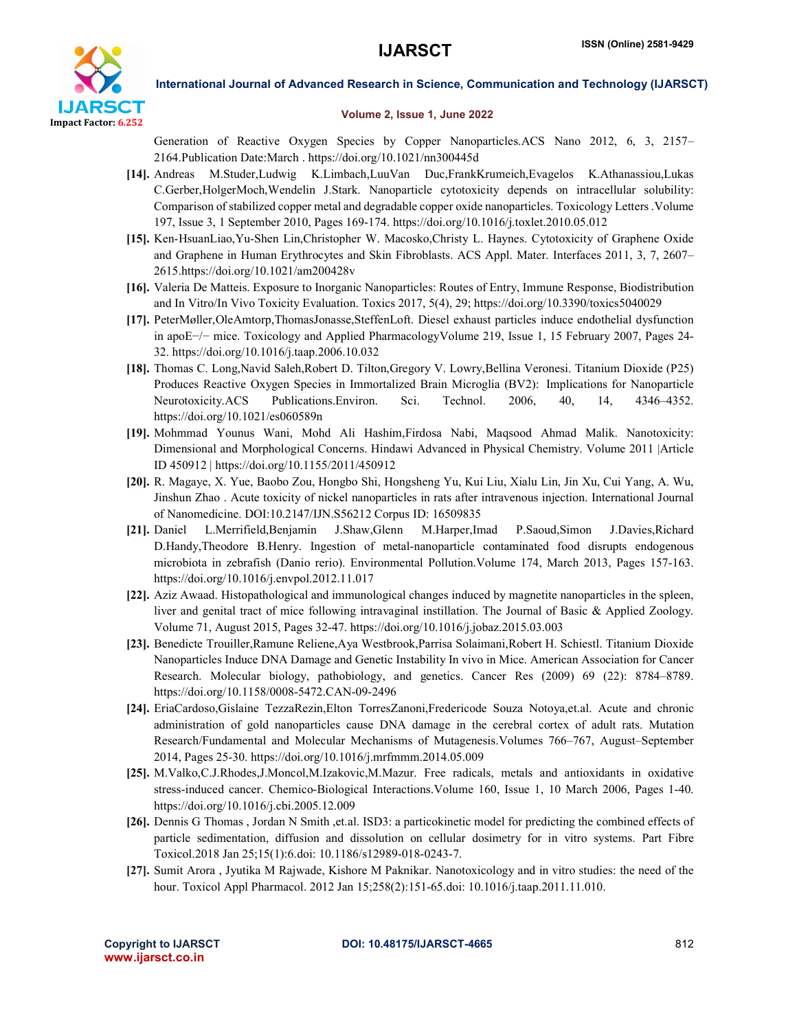Generation of Reactive Oxygen Species by Copper Nanoparticles.ACS Nano 2012, 6, 3, 2157–2164.Publication Date:March . https://doi.org/10.1021/nn300445d

[14]. Andreas M.Studer,Ludwig K.Limbach,LuuVan Duc,FrankKrumeich,Evagelos K.Athanassiou,Lukas C.Gerber,HolgerMoch,Wendelin J.Stark. Nanoparticle cytotoxicity depends on intracellular solubility: Comparison of stabilized copper metal and degradable copper oxide nanoparticles. Toxicology Letters .Volume 197, Issue 3, 1 September 2010, Pages 169-174. https://doi.org/10.1016/j.toxlet.2010.05.012

[15]. Ken-HsuanLiao,Yu-Shen Lin,Christopher W. Macosko,Christy L. Haynes. Cytotoxicity of Graphene Oxide and Graphene in Human Erythrocytes and Skin Fibroblasts. ACS Appl. Mater. Interfaces 2011, 3, 7, 2607–2615.https://doi.org/10.1021/am200428v

[16]. Valeria De Matteis. Exposure to Inorganic Nanoparticles: Routes of Entry, Immune Response, Biodistribution and In Vitro/In Vivo Toxicity Evaluation. Toxics 2017, 5(4), 29; https://doi.org/10.3390/toxics5040029

[17]. PeterMøller,OleAmtorp,ThomasJonasse,SteffenLoft. Diesel exhaust particles induce endothelial dysfunction in apoE−/− mice. Toxicology and Applied PharmacologyVolume 219, Issue 1, 15 February 2007, Pages 24-32. https://doi.org/10.1016/j.taap.2006.10.032

[18]. Thomas C. Long,Navid Saleh,Robert D. Tilton,Gregory V. Lowry,Bellina Veronesi. Titanium Dioxide (P25) Produces Reactive Oxygen Species in Immortalized Brain Microglia (BV2): Implications for Nanoparticle Neurotoxicity.ACS Publications.Environ. Sci. Technol. 2006, 40, 14, 4346–4352. https://doi.org/10.1021/es060589n

[19]. Mohmmad Younus Wani, Mohd Ali Hashim,Firdosa Nabi, Maqsood Ahmad Malik. Nanotoxicity: Dimensional and Morphological Concerns. Hindawi Advanced in Physical Chemistry. Volume 2011 |Article ID 450912 | https://doi.org/10.1155/2011/450912

[20]. R. Magaye, X. Yue, Baobo Zou, Hongbo Shi, Hongsheng Yu, Kui Liu, Xialu Lin, Jin Xu, Cui Yang, A. Wu, Jinshun Zhao . Acute toxicity of nickel nanoparticles in rats after intravenous injection. International Journal of Nanomedicine. DOI:10.2147/IJN.S56212 Corpus ID: 16509835

[21]. Daniel L.Merrifield,Benjamin J.Shaw,Glenn M.Harper,Imad P.Saoud,Simon J.Davies,Richard D.Handy,Theodore B.Henry. Ingestion of metal-nanoparticle contaminated food disrupts endogenous microbiota in zebrafish (Danio rerio). Environmental Pollution.Volume 174, March 2013, Pages 157-163. https://doi.org/10.1016/j.envpol.2012.11.017

[22]. Aziz Awaad. Histopathological and immunological changes induced by magnetite nanoparticles in the spleen, liver and genital tract of mice following intravaginal instillation. The Journal of Basic & Applied Zoology. Volume 71, August 2015, Pages 32-47. https://doi.org/10.1016/j.jobaz.2015.03.003

[23]. Benedicte Trouiller,Ramune Reliene,Aya Westbrook,Parrisa Solaimani,Robert H. Schiestl. Titanium Dioxide Nanoparticles Induce DNA Damage and Genetic Instability In vivo in Mice. American Association for Cancer Research. Molecular biology, pathobiology, and genetics. Cancer Res (2009) 69 (22): 8784–8789. https://doi.org/10.1158/0008-5472.CAN-09-2496

[24]. EriaCardoso,Gislaine TezzaRezin,Elton TorresZanoni,Fredericode Souza Notoya,et.al. Acute and chronic administration of gold nanoparticles cause DNA damage in the cerebral cortex of adult rats. Mutation Research/Fundamental and Molecular Mechanisms of Mutagenesis.Volumes 766–767, August–September 2014, Pages 25-30. https://doi.org/10.1016/j.mrfmmm.2014.05.009

[25]. M.Valko,C.J.Rhodes,J.Moncol,M.Izakovic,M.Mazur. Free radicals, metals and antioxidants in oxidative stress-induced cancer. Chemico-Biological Interactions.Volume 160, Issue 1, 10 March 2006, Pages 1-40. https://doi.org/10.1016/j.cbi.2005.12.009

[26]. Dennis G Thomas , Jordan N Smith ,et.al. ISD3: a particokinetic model for predicting the combined effects of particle sedimentation, diffusion and dissolution on cellular dosimetry for in vitro systems. Part Fibre Toxicol.2018 Jan 25;15(1):6.doi: 10.1186/s12989-018-0243-7.

[27]. Sumit Arora , Jyutika M Rajwade, Kishore M Paknikar. Nanotoxicology and in vitro studies: the need of the hour. Toxicol Appl Pharmacol. 2012 Jan 15;258(2):151-65.doi: 10.1016/j.taap.2011.11.010.